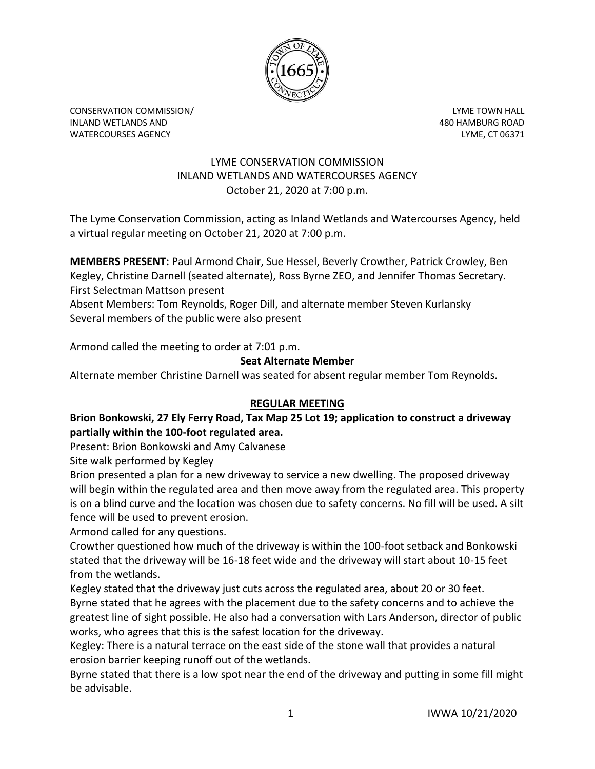CONSERVATION COMMISSION/
INLAND WETLANDS AND
WATERCOURSES AGENCY

LYME TOWN HALL
480 HAMBURG ROAD
LYME, CT 06371

# LYME CONSERVATION COMMISSION
# INLAND WETLANDS AND WATERCOURSES AGENCY
## October 21, 2020 at 7:00 p.m.

The Lyme Conservation Commission, acting as Inland Wetlands and Watercourses Agency, held a virtual regular meeting on October 21, 2020 at 7:00 p.m.

**MEMBERS PRESENT:** Paul Armond Chair, Sue Hessel, Beverly Crowther, Patrick Crowley, Ben Kegley, Christine Darnell (seated alternate), Ross Byrne ZEO, and Jennifer Thomas Secretary.
First Selectman Mattson present
Absent Members: Tom Reynolds, Roger Dill, and alternate member Steven Kurlansky
Several members of the public were also present

Armond called the meeting to order at 7:01 p.m.

**Seat Alternate Member**

Alternate member Christine Darnell was seated for absent regular member Tom Reynolds.

**REGULAR MEETING**

**Brion Bonkowski, 27 Ely Ferry Road, Tax Map 25 Lot 19; application to construct a driveway partially within the 100-foot regulated area.**

Present: Brion Bonkowski and Amy Calvanese
Site walk performed by Kegley
Brion presented a plan for a new driveway to service a new dwelling. The proposed driveway will begin within the regulated area and then move away from the regulated area. This property is on a blind curve and the location was chosen due to safety concerns. No fill will be used. A silt fence will be used to prevent erosion.
Armond called for any questions.
Crowther questioned how much of the driveway is within the 100-foot setback and Bonkowski stated that the driveway will be 16-18 feet wide and the driveway will start about 10-15 feet from the wetlands.
Kegley stated that the driveway just cuts across the regulated area, about 20 or 30 feet.
Byrne stated that he agrees with the placement due to the safety concerns and to achieve the greatest line of sight possible. He also had a conversation with Lars Anderson, director of public works, who agrees that this is the safest location for the driveway.
Kegley: There is a natural terrace on the east side of the stone wall that provides a natural erosion barrier keeping runoff out of the wetlands.
Byrne stated that there is a low spot near the end of the driveway and putting in some fill might be advisable.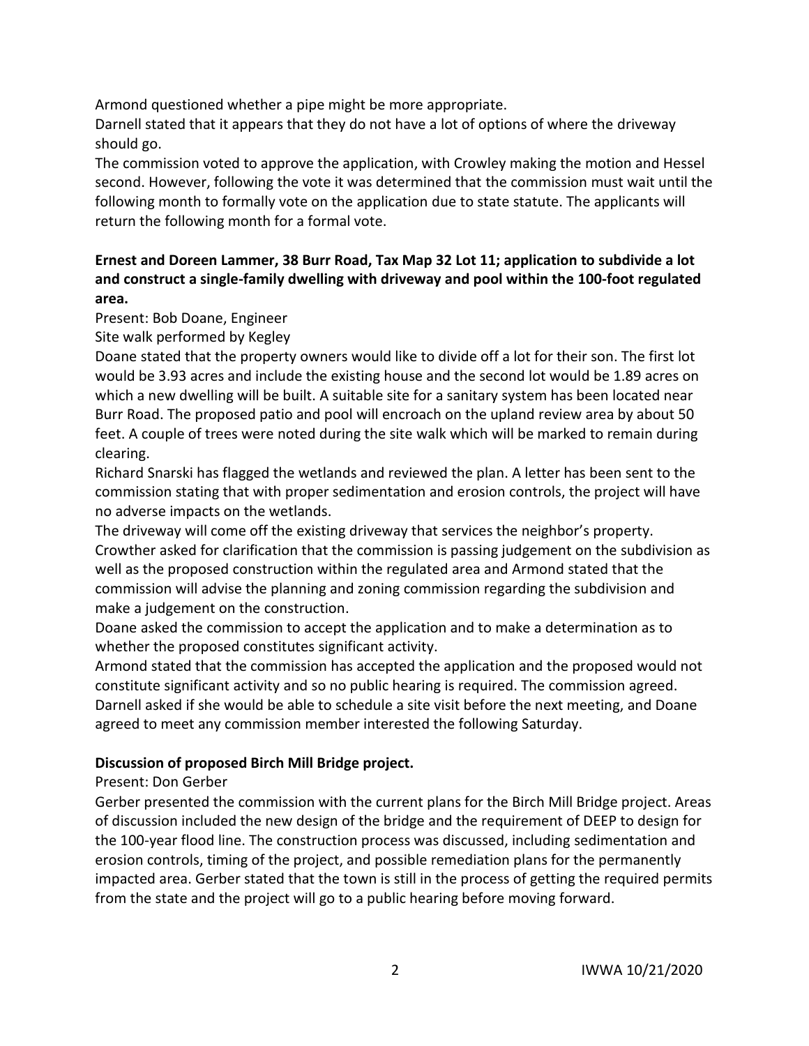Armond questioned whether a pipe might be more appropriate.

Darnell stated that it appears that they do not have a lot of options of where the driveway should go.

The commission voted to approve the application, with Crowley making the motion and Hessel second. However, following the vote it was determined that the commission must wait until the following month to formally vote on the application due to state statute. The applicants will return the following month for a formal vote.

**Ernest and Doreen Lammer, 38 Burr Road, Tax Map 32 Lot 11; application to subdivide a lot and construct a single-family dwelling with driveway and pool within the 100-foot regulated area.**

Present: Bob Doane, Engineer

Site walk performed by Kegley

Doane stated that the property owners would like to divide off a lot for their son. The first lot would be 3.93 acres and include the existing house and the second lot would be 1.89 acres on which a new dwelling will be built. A suitable site for a sanitary system has been located near Burr Road. The proposed patio and pool will encroach on the upland review area by about 50 feet. A couple of trees were noted during the site walk which will be marked to remain during clearing.

Richard Snarski has flagged the wetlands and reviewed the plan. A letter has been sent to the commission stating that with proper sedimentation and erosion controls, the project will have no adverse impacts on the wetlands.

The driveway will come off the existing driveway that services the neighbor's property.

Crowther asked for clarification that the commission is passing judgement on the subdivision as well as the proposed construction within the regulated area and Armond stated that the commission will advise the planning and zoning commission regarding the subdivision and make a judgement on the construction.

Doane asked the commission to accept the application and to make a determination as to whether the proposed constitutes significant activity.

Armond stated that the commission has accepted the application and the proposed would not constitute significant activity and so no public hearing is required. The commission agreed.

Darnell asked if she would be able to schedule a site visit before the next meeting, and Doane agreed to meet any commission member interested the following Saturday.

**Discussion of proposed Birch Mill Bridge project.**

Present: Don Gerber

Gerber presented the commission with the current plans for the Birch Mill Bridge project. Areas of discussion included the new design of the bridge and the requirement of DEEP to design for the 100-year flood line. The construction process was discussed, including sedimentation and erosion controls, timing of the project, and possible remediation plans for the permanently impacted area. Gerber stated that the town is still in the process of getting the required permits from the state and the project will go to a public hearing before moving forward.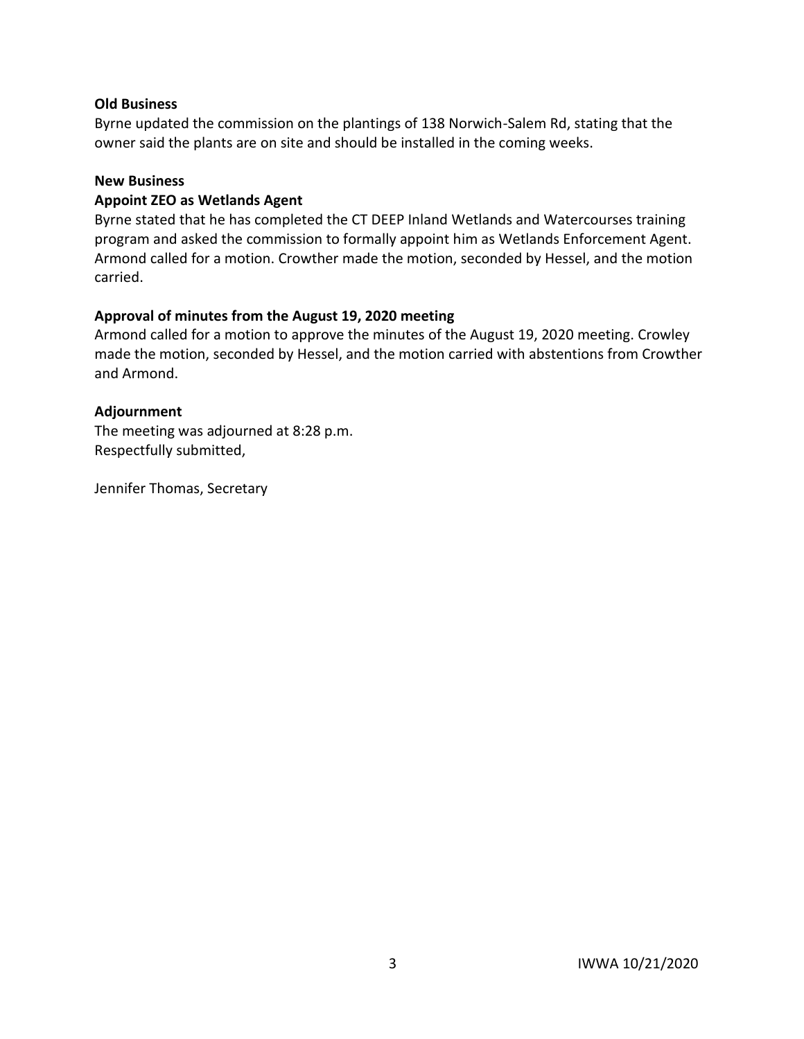**Old Business**

Byrne updated the commission on the plantings of 138 Norwich-Salem Rd, stating that the owner said the plants are on site and should be installed in the coming weeks.

**New Business**

**Appoint ZEO as Wetlands Agent**

Byrne stated that he has completed the CT DEEP Inland Wetlands and Watercourses training program and asked the commission to formally appoint him as Wetlands Enforcement Agent. Armond called for a motion. Crowther made the motion, seconded by Hessel, and the motion carried.

**Approval of minutes from the August 19, 2020 meeting**

Armond called for a motion to approve the minutes of the August 19, 2020 meeting. Crowley made the motion, seconded by Hessel, and the motion carried with abstentions from Crowther and Armond.

**Adjournment**

The meeting was adjourned at 8:28 p.m.
Respectfully submitted,

Jennifer Thomas, Secretary